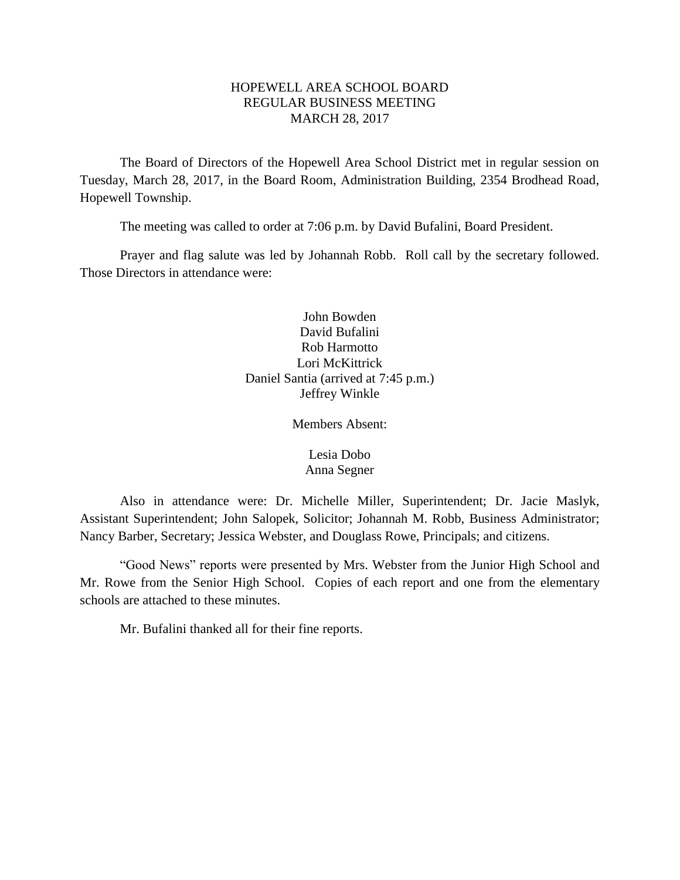# HOPEWELL AREA SCHOOL BOARD
## REGULAR BUSINESS MEETING
## MARCH 28, 2017

The Board of Directors of the Hopewell Area School District met in regular session on Tuesday, March 28, 2017, in the Board Room, Administration Building, 2354 Brodhead Road, Hopewell Township.

The meeting was called to order at 7:06 p.m. by David Bufalini, Board President.

Prayer and flag salute was led by Johannah Robb. Roll call by the secretary followed. Those Directors in attendance were:

John Bowden
David Bufalini
Rob Harmotto
Lori McKittrick
Daniel Santia (arrived at 7:45 p.m.)
Jeffrey Winkle

Members Absent:

Lesia Dobo
Anna Segner

Also in attendance were: Dr. Michelle Miller, Superintendent; Dr. Jacie Maslyk, Assistant Superintendent; John Salopek, Solicitor; Johannah M. Robb, Business Administrator; Nancy Barber, Secretary; Jessica Webster, and Douglass Rowe, Principals; and citizens.

"Good News" reports were presented by Mrs. Webster from the Junior High School and Mr. Rowe from the Senior High School. Copies of each report and one from the elementary schools are attached to these minutes.

Mr. Bufalini thanked all for their fine reports.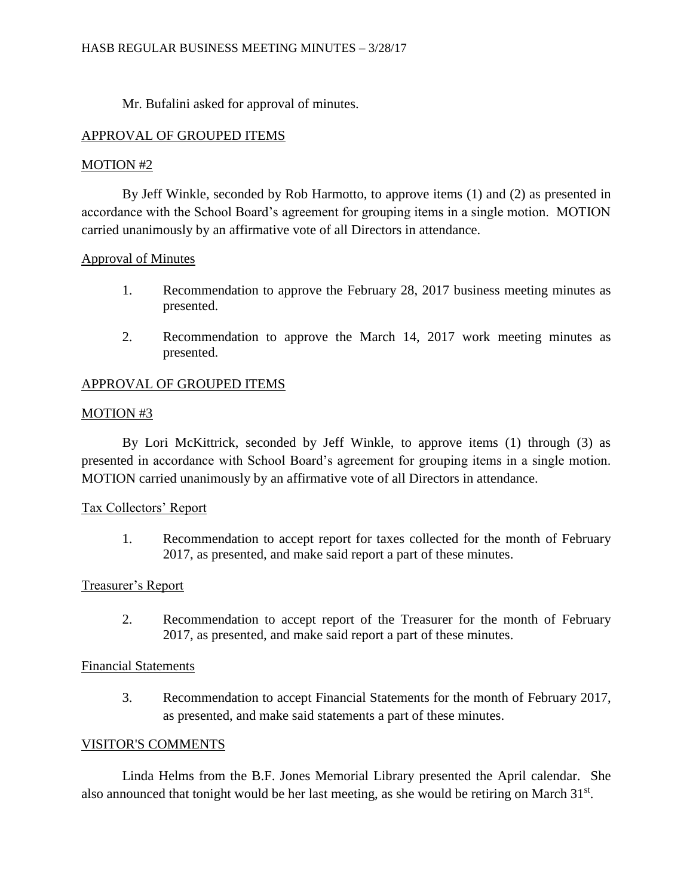Mr. Bufalini asked for approval of minutes.

## APPROVAL OF GROUPED ITEMS

### MOTION #2

By Jeff Winkle, seconded by Rob Harmotto, to approve items (1) and (2) as presented in accordance with the School Board's agreement for grouping items in a single motion. MOTION carried unanimously by an affirmative vote of all Directors in attendance.

### Approval of Minutes

1. Recommendation to approve the February 28, 2017 business meeting minutes as presented.

2. Recommendation to approve the March 14, 2017 work meeting minutes as presented.

## APPROVAL OF GROUPED ITEMS

### MOTION #3

By Lori McKittrick, seconded by Jeff Winkle, to approve items (1) through (3) as presented in accordance with School Board's agreement for grouping items in a single motion. MOTION carried unanimously by an affirmative vote of all Directors in attendance.

### Tax Collectors' Report

1. Recommendation to accept report for taxes collected for the month of February 2017, as presented, and make said report a part of these minutes.

### Treasurer's Report

2. Recommendation to accept report of the Treasurer for the month of February 2017, as presented, and make said report a part of these minutes.

### Financial Statements

3. Recommendation to accept Financial Statements for the month of February 2017, as presented, and make said statements a part of these minutes.

## VISITOR'S COMMENTS

Linda Helms from the B.F. Jones Memorial Library presented the April calendar. She also announced that tonight would be her last meeting, as she would be retiring on March 31st.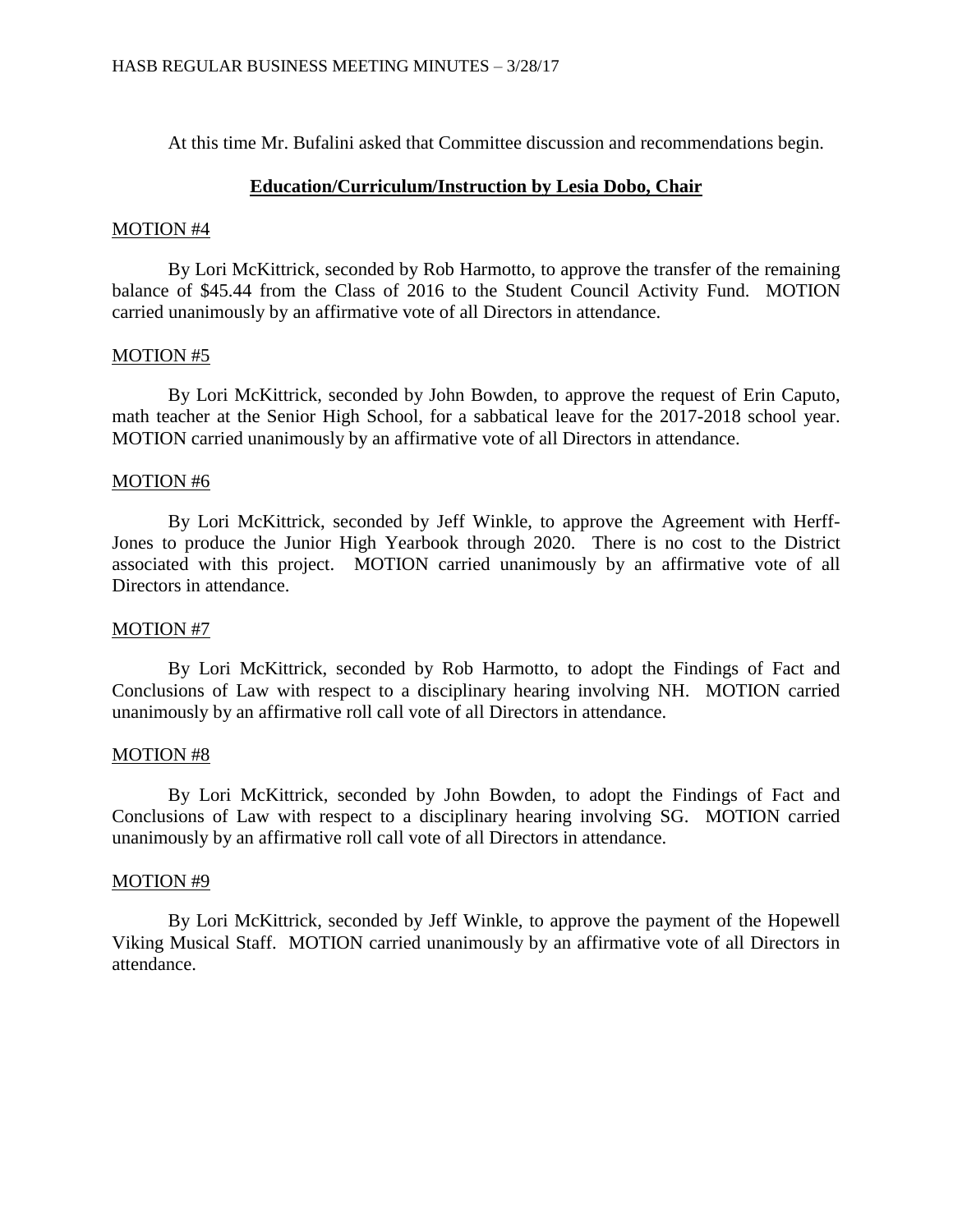At this time Mr. Bufalini asked that Committee discussion and recommendations begin.

## **Education/Curriculum/Instruction by Lesia Dobo, Chair**

MOTION #4

By Lori McKittrick, seconded by Rob Harmotto, to approve the transfer of the remaining balance of $45.44 from the Class of 2016 to the Student Council Activity Fund. MOTION carried unanimously by an affirmative vote of all Directors in attendance.

MOTION #5

By Lori McKittrick, seconded by John Bowden, to approve the request of Erin Caputo, math teacher at the Senior High School, for a sabbatical leave for the 2017-2018 school year. MOTION carried unanimously by an affirmative vote of all Directors in attendance.

MOTION #6

By Lori McKittrick, seconded by Jeff Winkle, to approve the Agreement with Herff-Jones to produce the Junior High Yearbook through 2020. There is no cost to the District associated with this project. MOTION carried unanimously by an affirmative vote of all Directors in attendance.

MOTION #7

By Lori McKittrick, seconded by Rob Harmotto, to adopt the Findings of Fact and Conclusions of Law with respect to a disciplinary hearing involving NH. MOTION carried unanimously by an affirmative roll call vote of all Directors in attendance.

MOTION #8

By Lori McKittrick, seconded by John Bowden, to adopt the Findings of Fact and Conclusions of Law with respect to a disciplinary hearing involving SG. MOTION carried unanimously by an affirmative roll call vote of all Directors in attendance.

MOTION #9

By Lori McKittrick, seconded by Jeff Winkle, to approve the payment of the Hopewell Viking Musical Staff. MOTION carried unanimously by an affirmative vote of all Directors in attendance.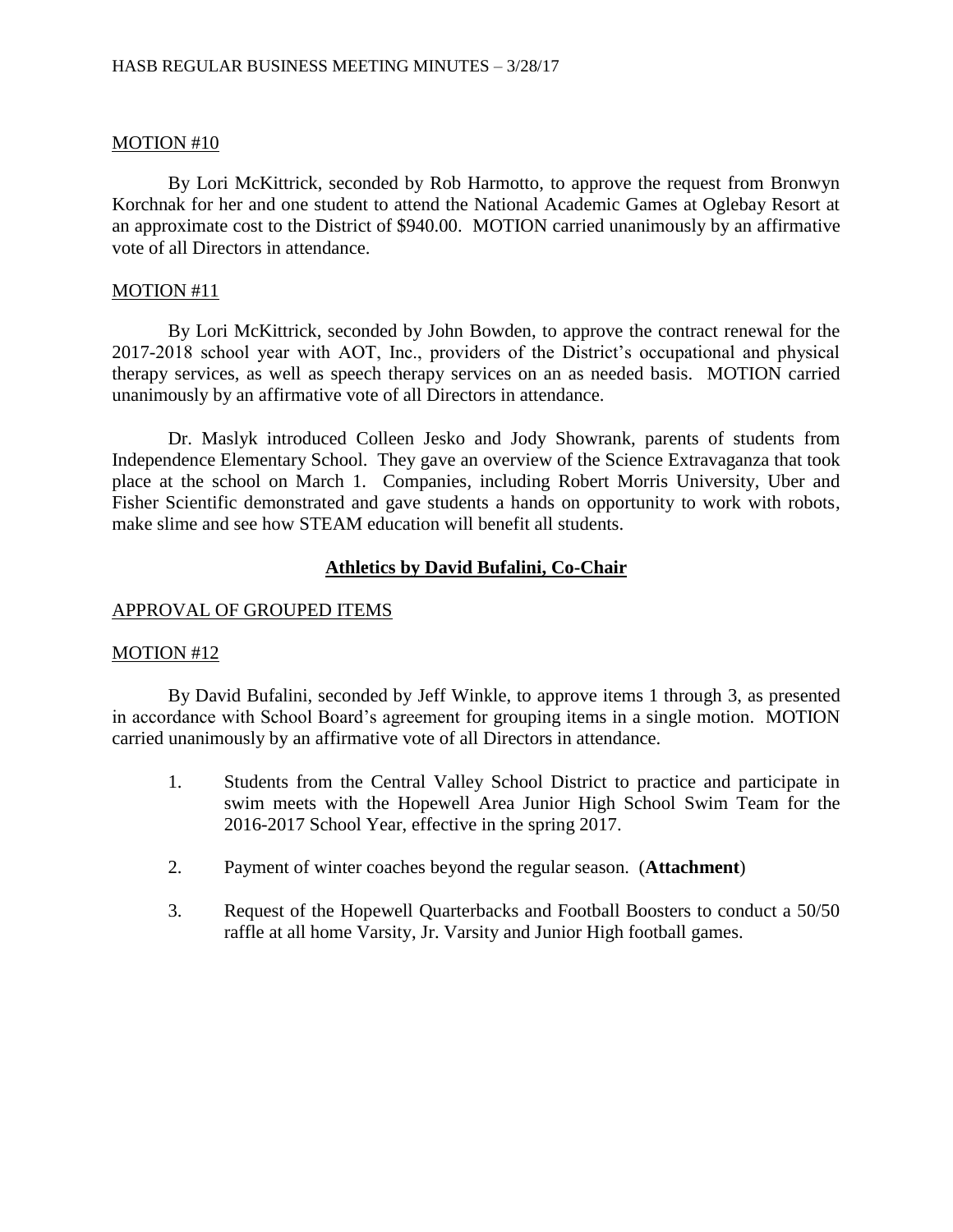MOTION #10

By Lori McKittrick, seconded by Rob Harmotto, to approve the request from Bronwyn Korchnak for her and one student to attend the National Academic Games at Oglebay Resort at an approximate cost to the District of $940.00. MOTION carried unanimously by an affirmative vote of all Directors in attendance.

MOTION #11

By Lori McKittrick, seconded by John Bowden, to approve the contract renewal for the 2017-2018 school year with AOT, Inc., providers of the District's occupational and physical therapy services, as well as speech therapy services on an as needed basis. MOTION carried unanimously by an affirmative vote of all Directors in attendance.

Dr. Maslyk introduced Colleen Jesko and Jody Showrank, parents of students from Independence Elementary School. They gave an overview of the Science Extravaganza that took place at the school on March 1. Companies, including Robert Morris University, Uber and Fisher Scientific demonstrated and gave students a hands on opportunity to work with robots, make slime and see how STEAM education will benefit all students.

## Athletics by David Bufalini, Co-Chair

APPROVAL OF GROUPED ITEMS

MOTION #12

By David Bufalini, seconded by Jeff Winkle, to approve items 1 through 3, as presented in accordance with School Board's agreement for grouping items in a single motion. MOTION carried unanimously by an affirmative vote of all Directors in attendance.

1. Students from the Central Valley School District to practice and participate in swim meets with the Hopewell Area Junior High School Swim Team for the 2016-2017 School Year, effective in the spring 2017.

2. Payment of winter coaches beyond the regular season. (**Attachment**)

3. Request of the Hopewell Quarterbacks and Football Boosters to conduct a 50/50 raffle at all home Varsity, Jr. Varsity and Junior High football games.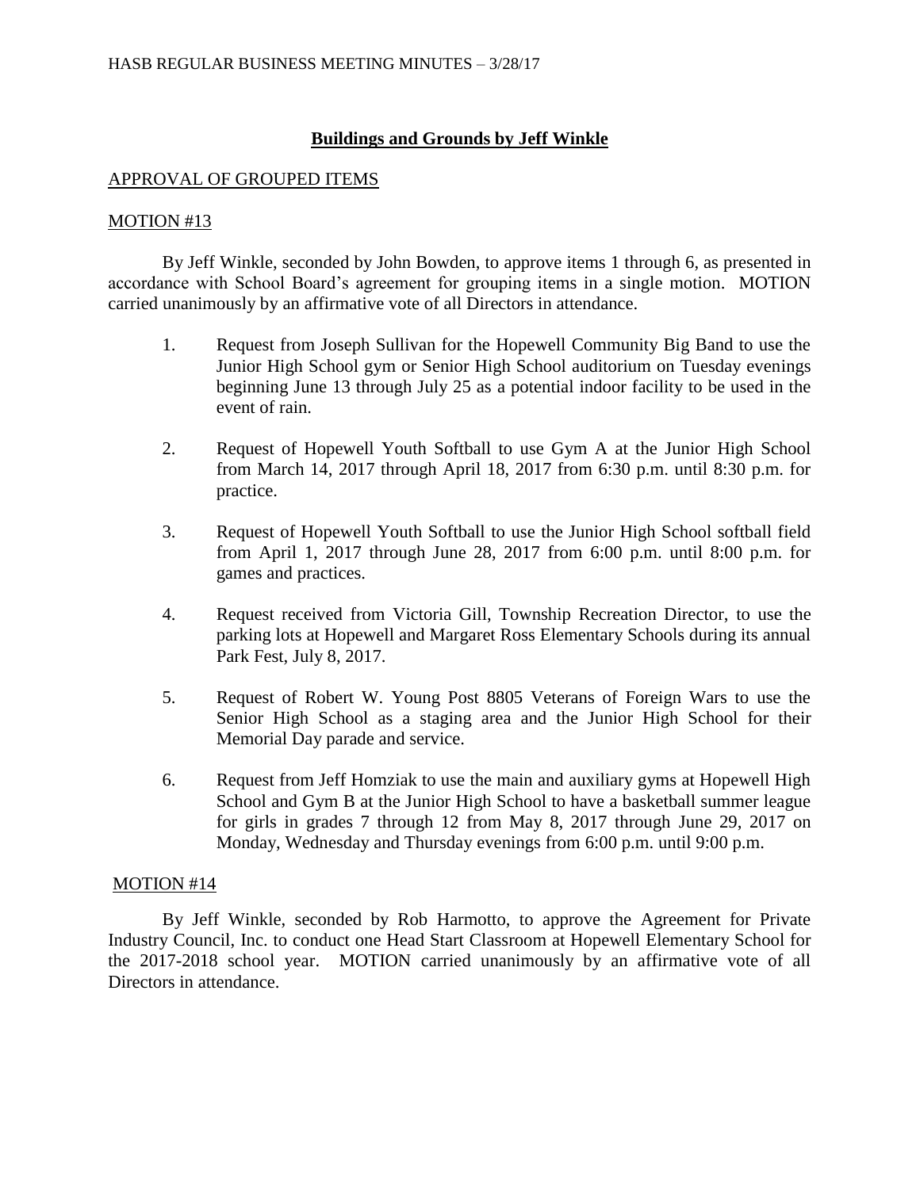## **Buildings and Grounds by Jeff Winkle**

APPROVAL OF GROUPED ITEMS

MOTION #13

By Jeff Winkle, seconded by John Bowden, to approve items 1 through 6, as presented in accordance with School Board's agreement for grouping items in a single motion. MOTION carried unanimously by an affirmative vote of all Directors in attendance.

1. Request from Joseph Sullivan for the Hopewell Community Big Band to use the Junior High School gym or Senior High School auditorium on Tuesday evenings beginning June 13 through July 25 as a potential indoor facility to be used in the event of rain.

2. Request of Hopewell Youth Softball to use Gym A at the Junior High School from March 14, 2017 through April 18, 2017 from 6:30 p.m. until 8:30 p.m. for practice.

3. Request of Hopewell Youth Softball to use the Junior High School softball field from April 1, 2017 through June 28, 2017 from 6:00 p.m. until 8:00 p.m. for games and practices.

4. Request received from Victoria Gill, Township Recreation Director, to use the parking lots at Hopewell and Margaret Ross Elementary Schools during its annual Park Fest, July 8, 2017.

5. Request of Robert W. Young Post 8805 Veterans of Foreign Wars to use the Senior High School as a staging area and the Junior High School for their Memorial Day parade and service.

6. Request from Jeff Homziak to use the main and auxiliary gyms at Hopewell High School and Gym B at the Junior High School to have a basketball summer league for girls in grades 7 through 12 from May 8, 2017 through June 29, 2017 on Monday, Wednesday and Thursday evenings from 6:00 p.m. until 9:00 p.m.

MOTION #14

By Jeff Winkle, seconded by Rob Harmotto, to approve the Agreement for Private Industry Council, Inc. to conduct one Head Start Classroom at Hopewell Elementary School for the 2017-2018 school year. MOTION carried unanimously by an affirmative vote of all Directors in attendance.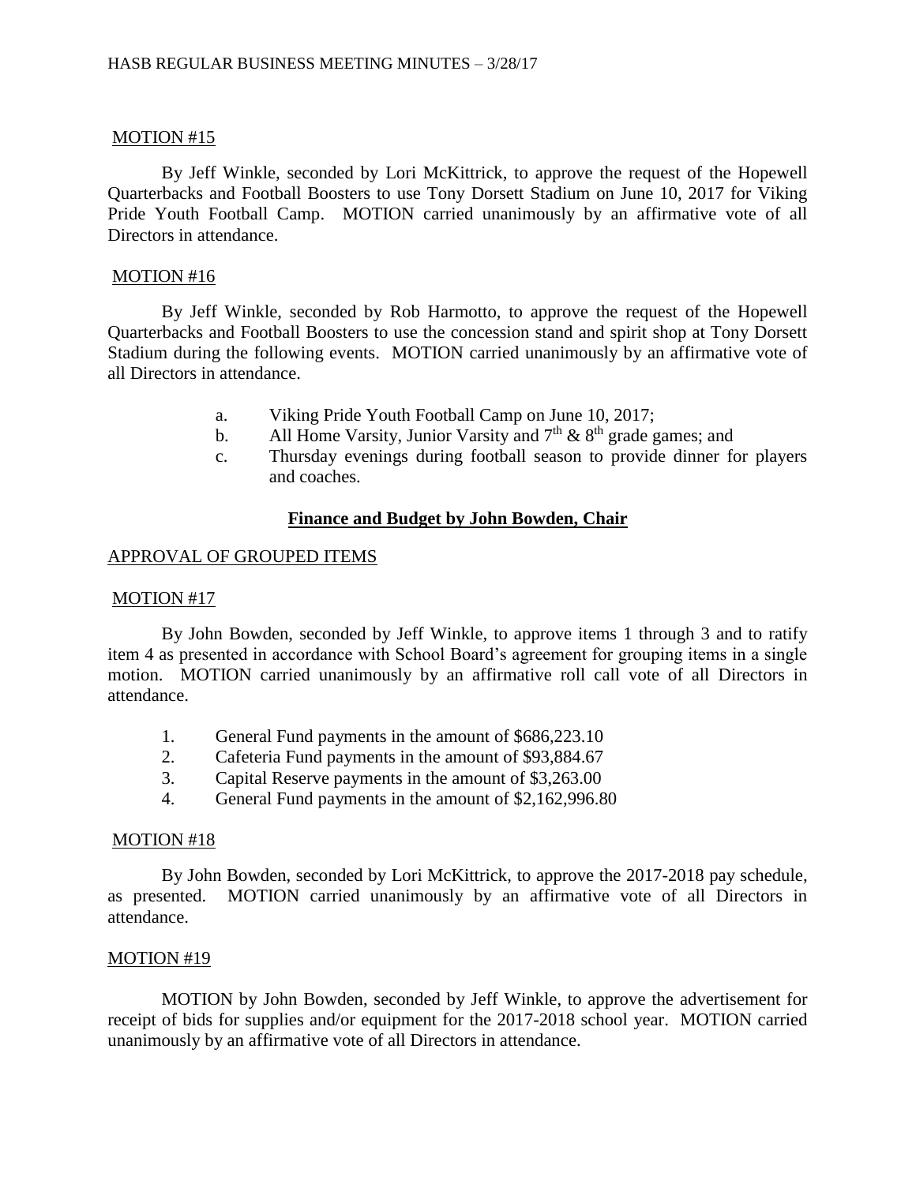MOTION #15

By Jeff Winkle, seconded by Lori McKittrick, to approve the request of the Hopewell Quarterbacks and Football Boosters to use Tony Dorsett Stadium on June 10, 2017 for Viking Pride Youth Football Camp. MOTION carried unanimously by an affirmative vote of all Directors in attendance.

MOTION #16

By Jeff Winkle, seconded by Rob Harmotto, to approve the request of the Hopewell Quarterbacks and Football Boosters to use the concession stand and spirit shop at Tony Dorsett Stadium during the following events. MOTION carried unanimously by an affirmative vote of all Directors in attendance.

a. Viking Pride Youth Football Camp on June 10, 2017;
b. All Home Varsity, Junior Varsity and 7th & 8th grade games; and
c. Thursday evenings during football season to provide dinner for players and coaches.

## **Finance and Budget by John Bowden, Chair**

APPROVAL OF GROUPED ITEMS

MOTION #17

By John Bowden, seconded by Jeff Winkle, to approve items 1 through 3 and to ratify item 4 as presented in accordance with School Board's agreement for grouping items in a single motion. MOTION carried unanimously by an affirmative roll call vote of all Directors in attendance.

1. General Fund payments in the amount of $686,223.10
2. Cafeteria Fund payments in the amount of $93,884.67
3. Capital Reserve payments in the amount of $3,263.00
4. General Fund payments in the amount of $2,162,996.80

MOTION #18

By John Bowden, seconded by Lori McKittrick, to approve the 2017-2018 pay schedule, as presented. MOTION carried unanimously by an affirmative vote of all Directors in attendance.

MOTION #19

MOTION by John Bowden, seconded by Jeff Winkle, to approve the advertisement for receipt of bids for supplies and/or equipment for the 2017-2018 school year. MOTION carried unanimously by an affirmative vote of all Directors in attendance.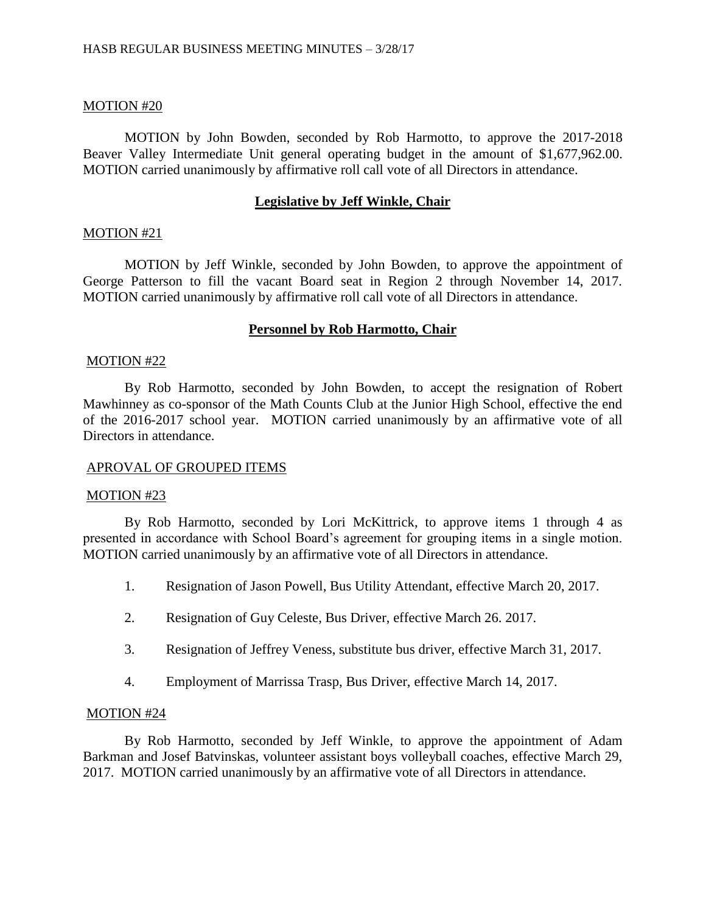MOTION #20

MOTION by John Bowden, seconded by Rob Harmotto, to approve the 2017-2018 Beaver Valley Intermediate Unit general operating budget in the amount of $1,677,962.00. MOTION carried unanimously by affirmative roll call vote of all Directors in attendance.

## **Legislative by Jeff Winkle, Chair**

MOTION #21

MOTION by Jeff Winkle, seconded by John Bowden, to approve the appointment of George Patterson to fill the vacant Board seat in Region 2 through November 14, 2017. MOTION carried unanimously by affirmative roll call vote of all Directors in attendance.

## **Personnel by Rob Harmotto, Chair**

MOTION #22

By Rob Harmotto, seconded by John Bowden, to accept the resignation of Robert Mawhinney as co-sponsor of the Math Counts Club at the Junior High School, effective the end of the 2016-2017 school year. MOTION carried unanimously by an affirmative vote of all Directors in attendance.

APROVAL OF GROUPED ITEMS

MOTION #23

By Rob Harmotto, seconded by Lori McKittrick, to approve items 1 through 4 as presented in accordance with School Board's agreement for grouping items in a single motion. MOTION carried unanimously by an affirmative vote of all Directors in attendance.

1. Resignation of Jason Powell, Bus Utility Attendant, effective March 20, 2017.

2. Resignation of Guy Celeste, Bus Driver, effective March 26. 2017.

3. Resignation of Jeffrey Veness, substitute bus driver, effective March 31, 2017.

4. Employment of Marrissa Trasp, Bus Driver, effective March 14, 2017.

MOTION #24

By Rob Harmotto, seconded by Jeff Winkle, to approve the appointment of Adam Barkman and Josef Batvinskas, volunteer assistant boys volleyball coaches, effective March 29, 2017. MOTION carried unanimously by an affirmative vote of all Directors in attendance.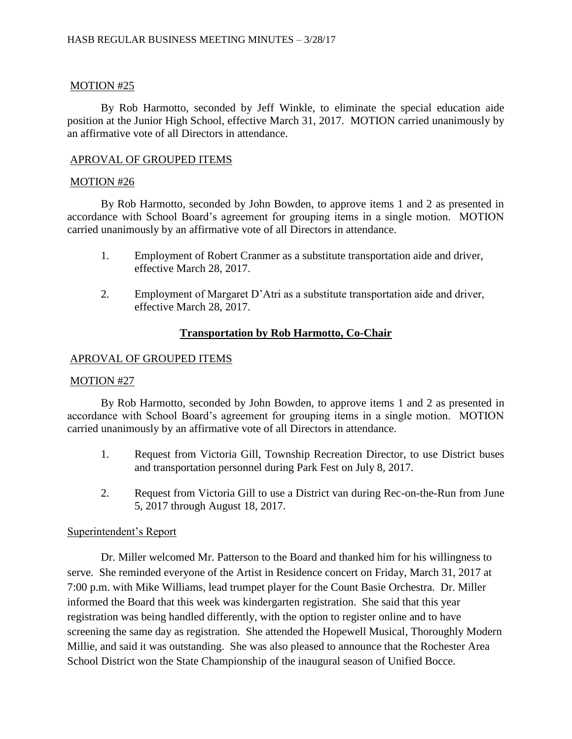MOTION #25

By Rob Harmotto, seconded by Jeff Winkle, to eliminate the special education aide position at the Junior High School, effective March 31, 2017. MOTION carried unanimously by an affirmative vote of all Directors in attendance.

APROVAL OF GROUPED ITEMS

MOTION #26

By Rob Harmotto, seconded by John Bowden, to approve items 1 and 2 as presented in accordance with School Board's agreement for grouping items in a single motion. MOTION carried unanimously by an affirmative vote of all Directors in attendance.

1. Employment of Robert Cranmer as a substitute transportation aide and driver, effective March 28, 2017.

2. Employment of Margaret D'Atri as a substitute transportation aide and driver, effective March 28, 2017.

## Transportation by Rob Harmotto, Co-Chair

APROVAL OF GROUPED ITEMS

MOTION #27

By Rob Harmotto, seconded by John Bowden, to approve items 1 and 2 as presented in accordance with School Board's agreement for grouping items in a single motion. MOTION carried unanimously by an affirmative vote of all Directors in attendance.

1. Request from Victoria Gill, Township Recreation Director, to use District buses and transportation personnel during Park Fest on July 8, 2017.

2. Request from Victoria Gill to use a District van during Rec-on-the-Run from June 5, 2017 through August 18, 2017.

Superintendent's Report

Dr. Miller welcomed Mr. Patterson to the Board and thanked him for his willingness to serve. She reminded everyone of the Artist in Residence concert on Friday, March 31, 2017 at 7:00 p.m. with Mike Williams, lead trumpet player for the Count Basie Orchestra. Dr. Miller informed the Board that this week was kindergarten registration. She said that this year registration was being handled differently, with the option to register online and to have screening the same day as registration. She attended the Hopewell Musical, Thoroughly Modern Millie, and said it was outstanding. She was also pleased to announce that the Rochester Area School District won the State Championship of the inaugural season of Unified Bocce.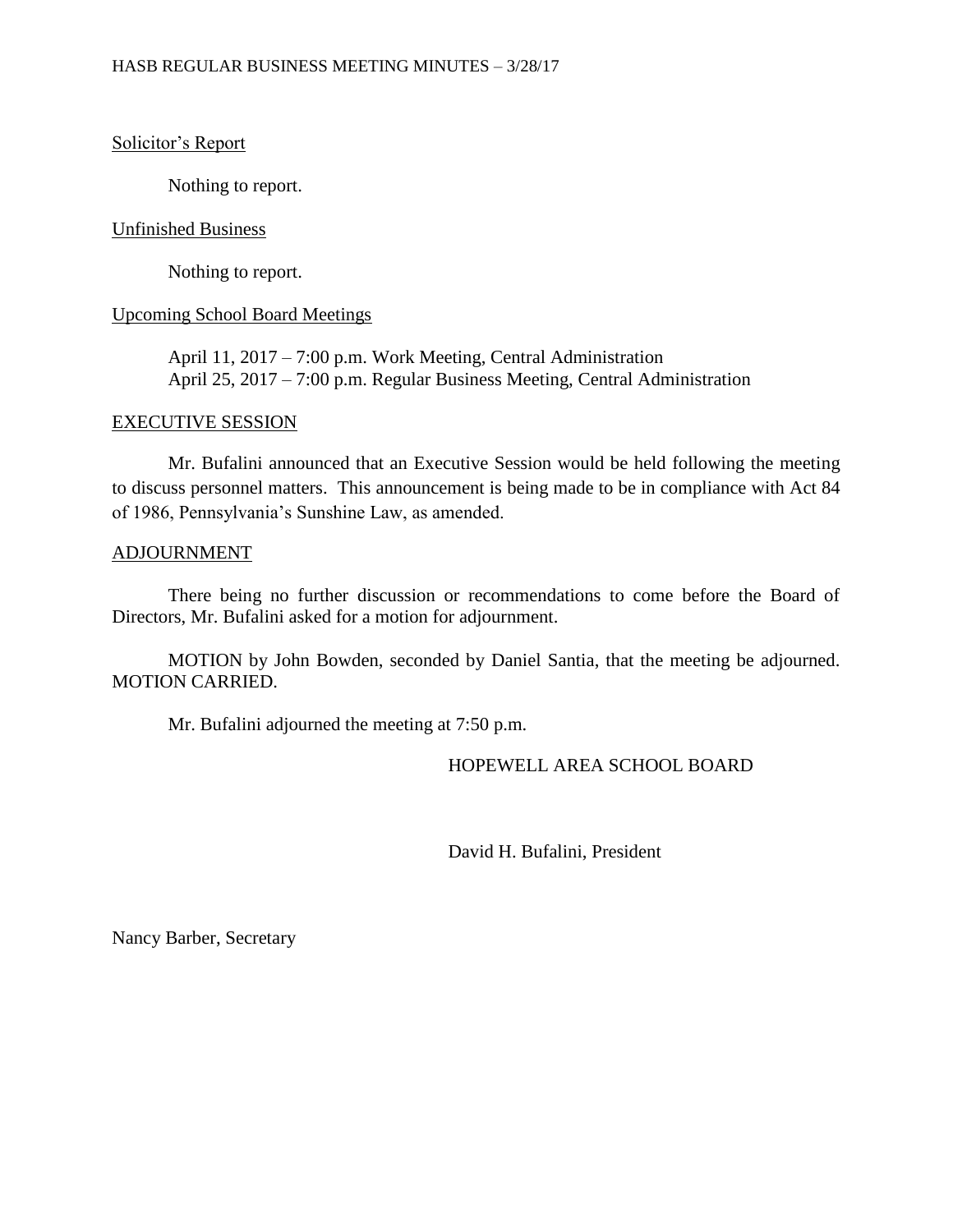Solicitor's Report

Nothing to report.

Unfinished Business

Nothing to report.

Upcoming School Board Meetings

April 11, 2017 – 7:00 p.m. Work Meeting, Central Administration
April 25, 2017 – 7:00 p.m. Regular Business Meeting, Central Administration

EXECUTIVE SESSION

Mr. Bufalini announced that an Executive Session would be held following the meeting to discuss personnel matters. This announcement is being made to be in compliance with Act 84 of 1986, Pennsylvania's Sunshine Law, as amended.

ADJOURNMENT

There being no further discussion or recommendations to come before the Board of Directors, Mr. Bufalini asked for a motion for adjournment.

MOTION by John Bowden, seconded by Daniel Santia, that the meeting be adjourned. MOTION CARRIED.

Mr. Bufalini adjourned the meeting at 7:50 p.m.

HOPEWELL AREA SCHOOL BOARD

David H. Bufalini, President

Nancy Barber, Secretary